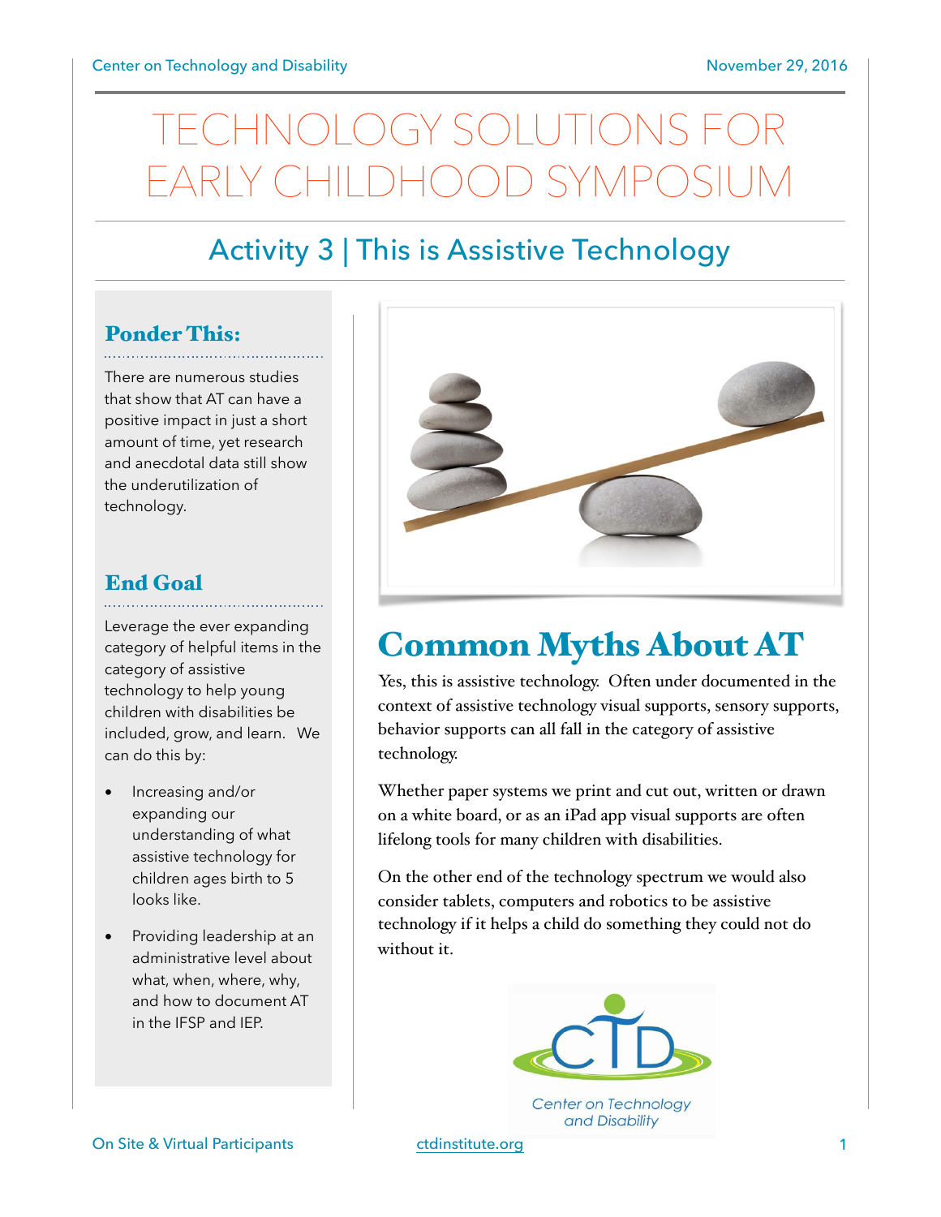# TECHNOLOGY SOLUTIONS FOR EARLY CHILDHOOD SYMPOSIUM

## Activity 3 | This is Assistive Technology

### Ponder This:

There are numerous studies that show that AT can have a positive impact in just a short amount of time, yet research and anecdotal data still show the underutilization of technology.

### End Goal

Leverage the ever expanding category of helpful items in the category of assistive technology to help young children with disabilities be included, grow, and learn. We can do this by:

- Increasing and/or expanding our understanding of what assistive technology for children ages birth to 5 looks like.
- Providing leadership at an administrative level about what, when, where, why, and how to document AT in the IFSP and IEP.

## Common Myths About AT

Yes, this is assistive technology. Often under documented in the context of assistive technology visual supports, sensory supports, behavior supports can all fall in the category of assistive technology.

Whether paper systems we print and cut out, written or drawn on a white board, or as an iPad app visual supports are often lifelong tools for many children with disabilities.

On the other end of the technology spectrum we would also consider tablets, computers and robotics to be assistive technology if it helps a child do something they could not do without it.

CTD
Center on Technology and Disability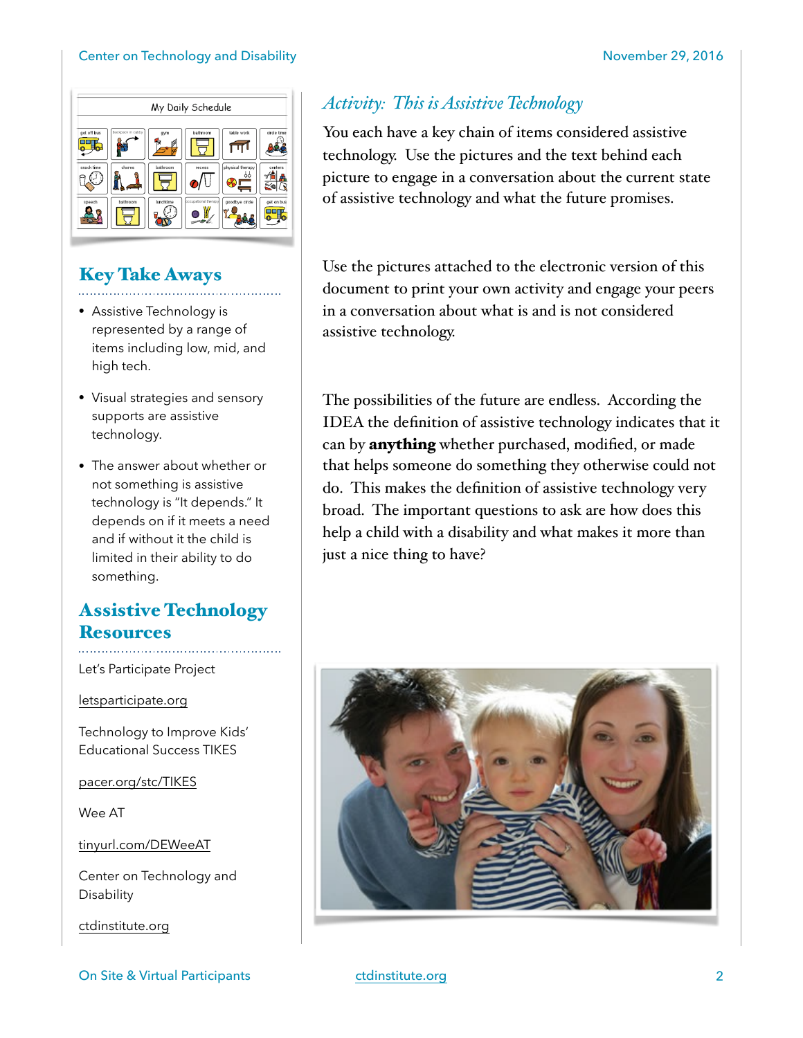## Key Take Aways

- Assistive Technology is represented by a range of items including low, mid, and high tech.
- Visual strategies and sensory supports are assistive technology.
- The answer about whether or not something is assistive technology is "It depends." It depends on if it meets a need and if without it the child is limited in their ability to do something.

## Assistive Technology Resources

Let's Participate Project

letsparticipate.org

Technology to Improve Kids' Educational Success TIKES

pacer.org/stc/TIKES

Wee AT

tinyurl.com/DEWeeAT

Center on Technology and Disability

ctdinstitute.org

## *Activity: This is Assistive Technology*

You each have a key chain of items considered assistive technology. Use the pictures and the text behind each picture to engage in a conversation about the current state of assistive technology and what the future promises.

Use the pictures attached to the electronic version of this document to print your own activity and engage your peers in a conversation about what is and is not considered assistive technology.

The possibilities of the future are endless. According the IDEA the definition of assistive technology indicates that it can by **anything** whether purchased, modified, or made that helps someone do something they otherwise could not do. This makes the definition of assistive technology very broad. The important questions to ask are how does this help a child with a disability and what makes it more than just a nice thing to have?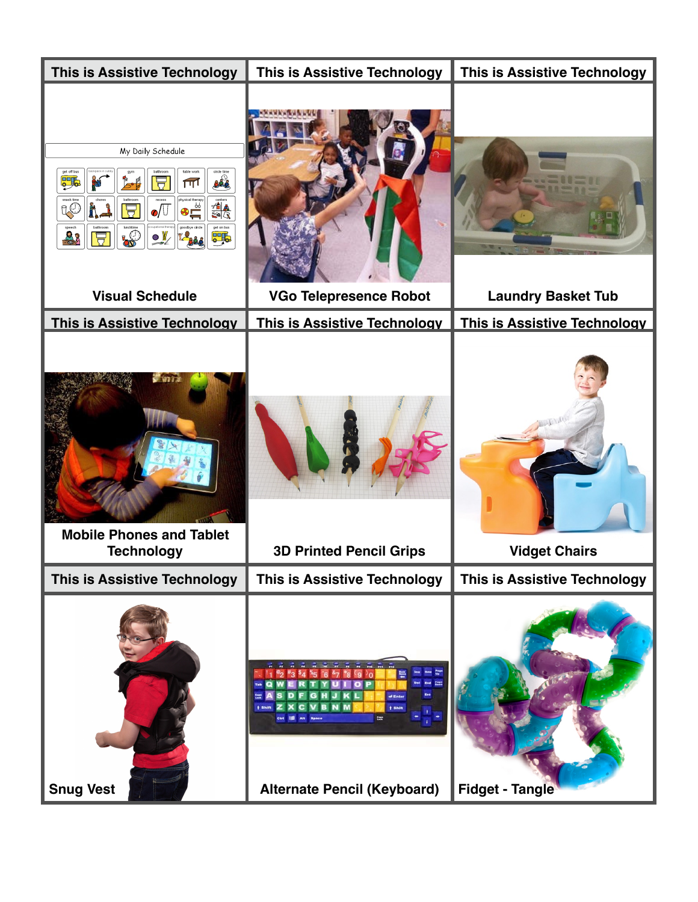| This is Assistive Technology | This is Assistive Technology | This is Assistive Technology |
|---|---|---|
| Visual Schedule | VGo Telepresence Robot | Laundry Basket Tub |
| **This is Assistive Technology** | **This is Assistive Technology** | **This is Assistive Technology** |
| Mobile Phones and Tablet Technology | 3D Printed Pencil Grips | Vidget Chairs |
| **This is Assistive Technology** | **This is Assistive Technology** | **This is Assistive Technology** |
| Snug Vest | Alternate Pencil (Keyboard) | Fidget - Tangle |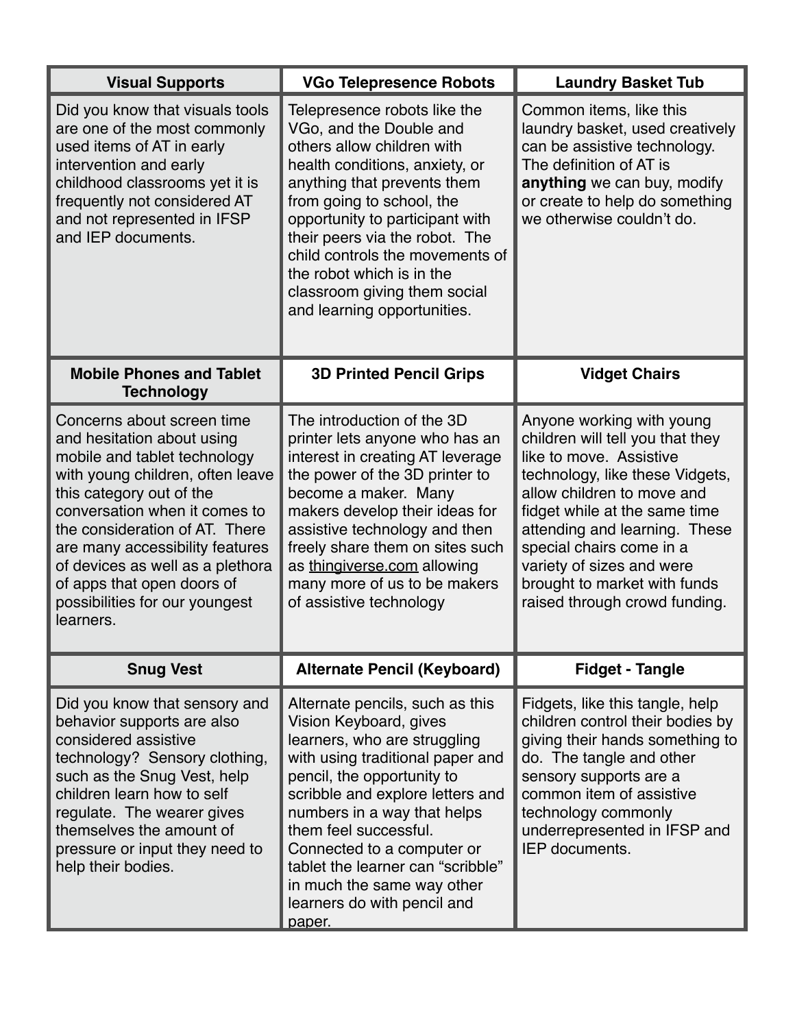| Visual Supports | VGo Telepresence Robots | Laundry Basket Tub |
| --- | --- | --- |
| Did you know that visuals tools are one of the most commonly used items of AT in early intervention and early childhood classrooms yet it is frequently not considered AT and not represented in IFSP and IEP documents. | Telepresence robots like the VGo, and the Double and others allow children with health conditions, anxiety, or anything that prevents them from going to school, the opportunity to participant with their peers via the robot. The child controls the movements of the robot which is in the classroom giving them social and learning opportunities. | Common items, like this laundry basket, used creatively can be assistive technology. The definition of AT is **anything** we can buy, modify or create to help do something we otherwise couldn't do. |
| **Mobile Phones and Tablet Technology** | **3D Printed Pencil Grips** | **Vidget Chairs** |
| Concerns about screen time and hesitation about using mobile and tablet technology with young children, often leave this category out of the conversation when it comes to the consideration of AT. There are many accessibility features of devices as well as a plethora of apps that open doors of possibilities for our youngest learners. | The introduction of the 3D printer lets anyone who has an interest in creating AT leverage the power of the 3D printer to become a maker. Many makers develop their ideas for assistive technology and then freely share them on sites such as thingiverse.com allowing many more of us to be makers of assistive technology | Anyone working with young children will tell you that they like to move. Assistive technology, like these Vidgets, allow children to move and fidget while at the same time attending and learning. These special chairs come in a variety of sizes and were brought to market with funds raised through crowd funding. |
| **Snug Vest** | **Alternate Pencil (Keyboard)** | **Fidget - Tangle** |
| Did you know that sensory and behavior supports are also considered assistive technology? Sensory clothing, such as the Snug Vest, help children learn how to self regulate. The wearer gives themselves the amount of pressure or input they need to help their bodies. | Alternate pencils, such as this Vision Keyboard, gives learners, who are struggling with using traditional paper and pencil, the opportunity to scribble and explore letters and numbers in a way that helps them feel successful. Connected to a computer or tablet the learner can "scribble" in much the same way other learners do with pencil and paper. | Fidgets, like this tangle, help children control their bodies by giving their hands something to do. The tangle and other sensory supports are a common item of assistive technology commonly underrepresented in IFSP and IEP documents. |